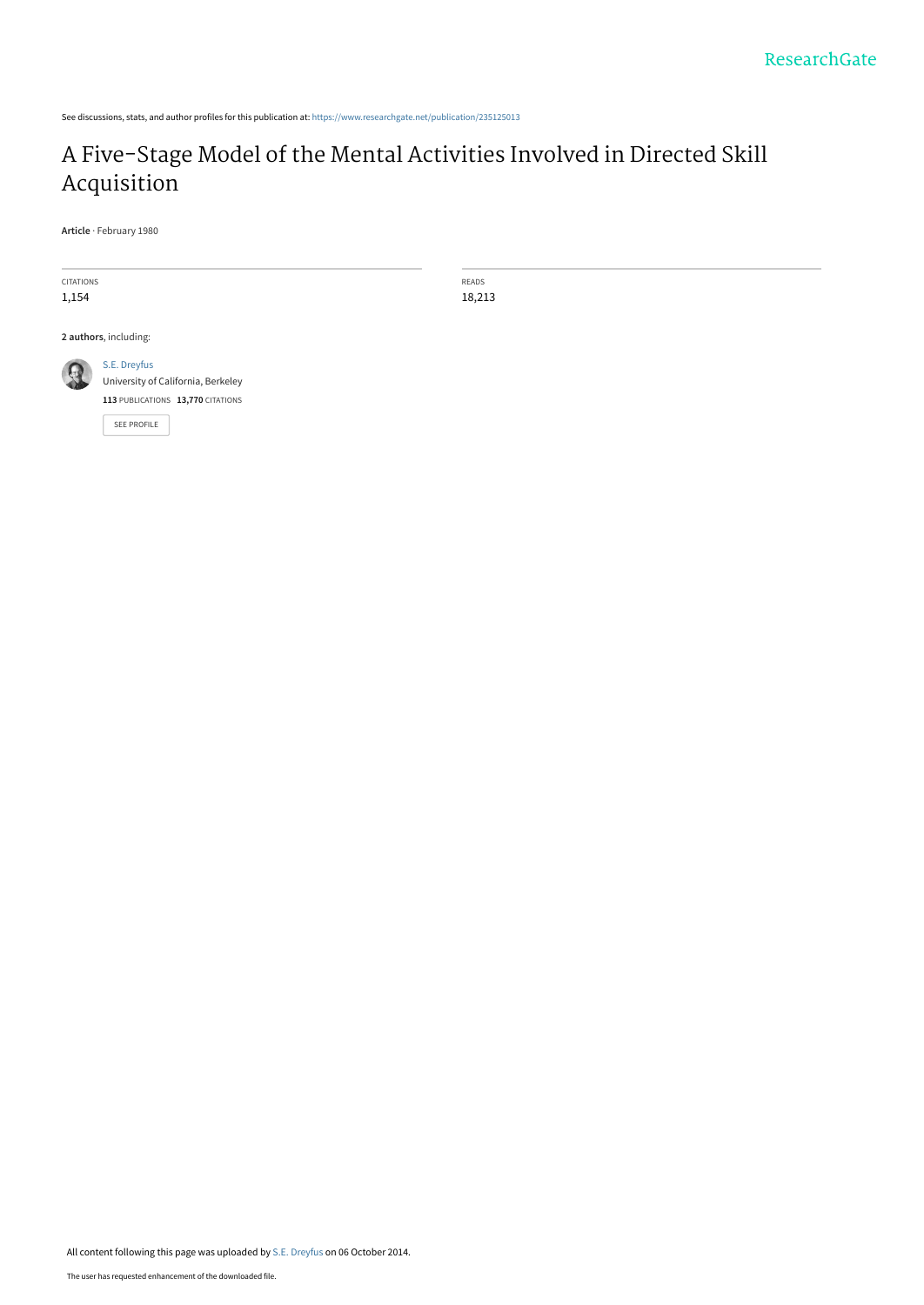See discussions, stats, and author profiles for this publication at: https://www.researchgate.net/publication/235125013

# A Five-Stage Model of the Mental Activities Involved in Directed Skill Acquisition

**Article** · February 1980

| CITATIONS | READS |
| --- | --- |
| 1,154 | 18,213 |

**2 authors**, including:

S.E. Dreyfus
University of California, Berkeley
**113** PUBLICATIONS **13,770** CITATIONS

SEE PROFILE

All content following this page was uploaded by S.E. Dreyfus on 06 October 2014.

The user has requested enhancement of the downloaded file.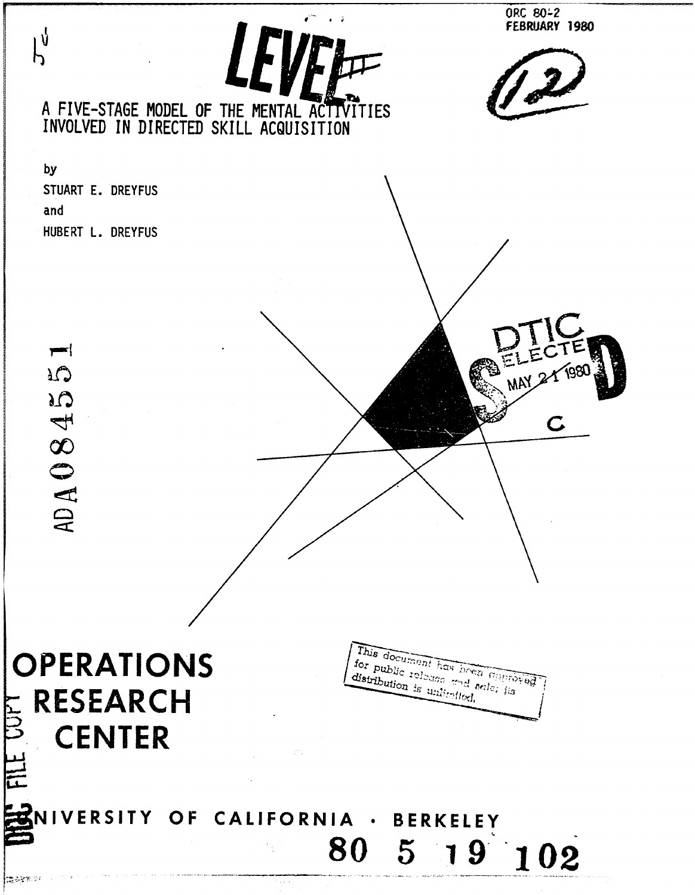ORC 80-2
FEBRUARY 1980

LEVEL

# A FIVE-STAGE MODEL OF THE MENTAL ACTIVITIES INVOLVED IN DIRECTED SKILL ACQUISITION

by

STUART E. DREYFUS

and

HUBERT L. DREYFUS

ADA084551

DTIC ELECTE MAY 21 1980

This document has been approved for public release and sale; its distribution is unlimited.

# OPERATIONS RESEARCH CENTER

UNIVERSITY OF CALIFORNIA · BERKELEY

80 5 19 102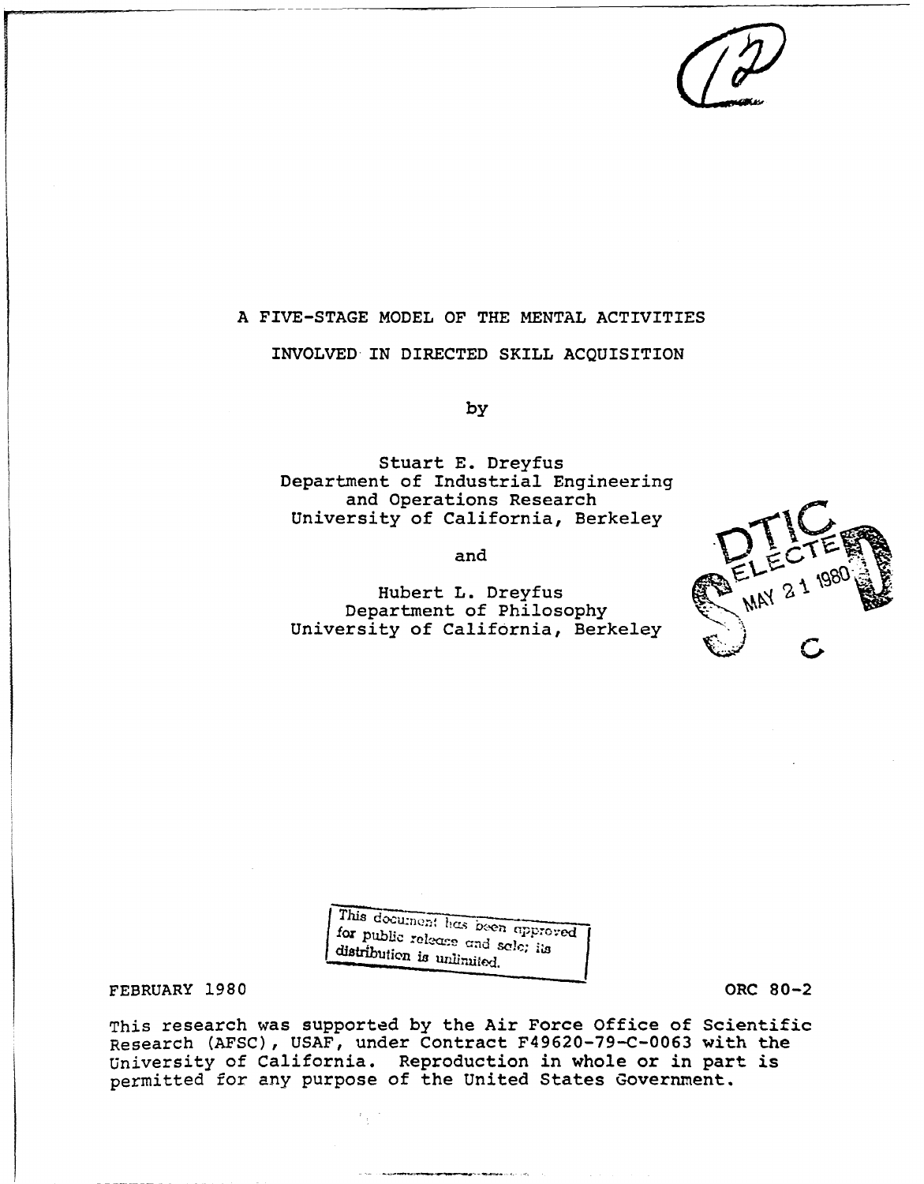A FIVE-STAGE MODEL OF THE MENTAL ACTIVITIES

INVOLVED IN DIRECTED SKILL ACQUISITION

by

Stuart E. Dreyfus
Department of Industrial Engineering
and Operations Research
University of California, Berkeley

and

Hubert L. Dreyfus
Department of Philosophy
University of California, Berkeley

This document has been approved for public release and sale; its distribution is unlimited.

FEBRUARY 1980 ORC 80-2

This research was supported by the Air Force Office of Scientific Research (AFSC), USAF, under Contract F49620-79-C-0063 with the University of California. Reproduction in whole or in part is permitted for any purpose of the United States Government.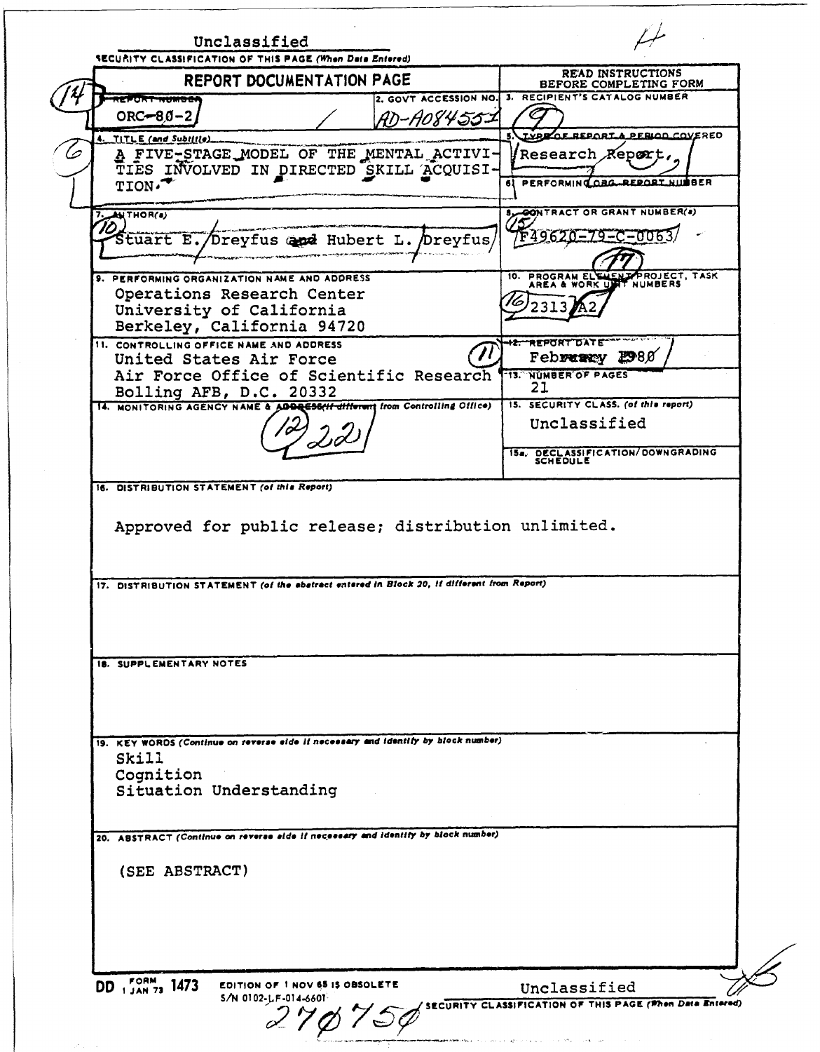Unclassified

SECURITY CLASSIFICATION OF THIS PAGE (When Data Entered)

| REPORT DOCUMENTATION PAGE | | READ INSTRUCTIONS BEFORE COMPLETING FORM |
|---|---|---|
| 1. REPORT NUMBER: ORC-80-2 | 2. GOVT ACCESSION NO.: AD-A084551 | 3. RECIPIENT'S CATALOG NUMBER |
| 4. TITLE (and Subtitle): A FIVE-STAGE MODEL OF THE MENTAL ACTIVITIES INVOLVED IN DIRECTED SKILL ACQUISITION. | | 5. TYPE OF REPORT & PERIOD COVERED: Research Report |
| | | 6. PERFORMING ORG. REPORT NUMBER |
| 7. AUTHOR(s): Stuart E. Dreyfus and Hubert L. Dreyfus | | 8. CONTRACT OR GRANT NUMBER(s): F49620-79-C-0063 |
| 9. PERFORMING ORGANIZATION NAME AND ADDRESS: Operations Research Center, University of California, Berkeley, California 94720 | | 10. PROGRAM ELEMENT, PROJECT, TASK AREA & WORK UNIT NUMBERS: 2313/A2 |
| 11. CONTROLLING OFFICE NAME AND ADDRESS: United States Air Force, Air Force Office of Scientific Research, Bolling AFB, D.C. 20332 | | 12. REPORT DATE: February 1980 |
| | | 13. NUMBER OF PAGES: 21 |
| 14. MONITORING AGENCY NAME & ADDRESS (if different from Controlling Office) | | 15. SECURITY CLASS. (of this report): Unclassified |
| | | 15a. DECLASSIFICATION/DOWNGRADING SCHEDULE |

16. DISTRIBUTION STATEMENT (of this Report)

Approved for public release; distribution unlimited.

17. DISTRIBUTION STATEMENT (of the abstract entered in Block 20, if different from Report)

18. SUPPLEMENTARY NOTES

19. KEY WORDS (Continue on reverse side if necessary and identify by block number)

Skill
Cognition
Situation Understanding

20. ABSTRACT (Continue on reverse side if necessary and identify by block number)

(SEE ABSTRACT)

DD FORM 1 JAN 73 1473 EDITION OF 1 NOV 65 IS OBSOLETE
S/N 0102-LF-014-6601

Unclassified

SECURITY CLASSIFICATION OF THIS PAGE (When Data Entered)

270750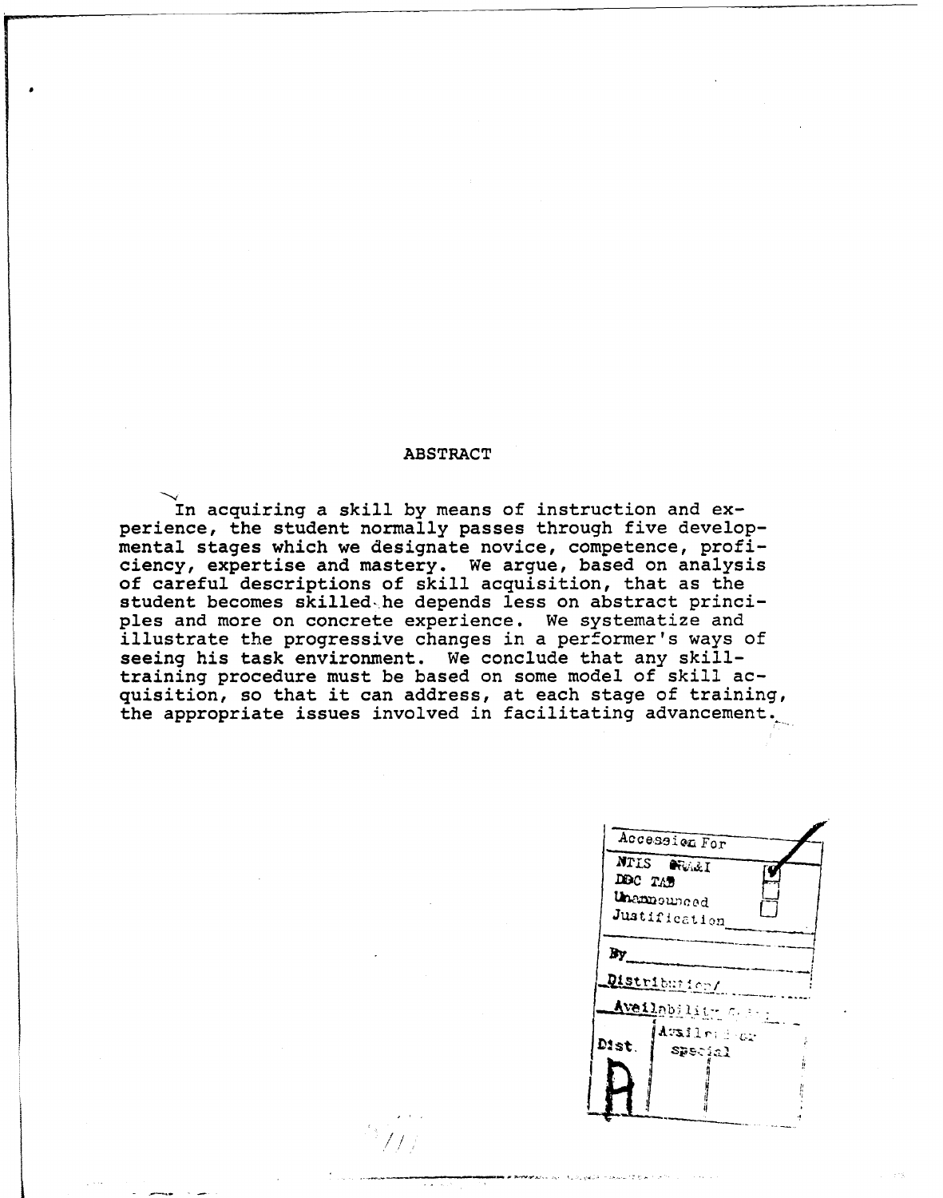# ABSTRACT

In acquiring a skill by means of instruction and experience, the student normally passes through five developmental stages which we designate novice, competence, proficiency, expertise and mastery. We argue, based on analysis of careful descriptions of skill acquisition, that as the student becomes skilled he depends less on abstract principles and more on concrete experience. We systematize and illustrate the progressive changes in a performer's ways of seeing his task environment. We conclude that any skill-training procedure must be based on some model of skill acquisition, so that it can address, at each stage of training, the appropriate issues involved in facilitating advancement.

| Accession For | |
|---|---|
| NTIS GRA&I | ☑ |
| DDC TAB | ☐ |
| Unannounced | ☐ |
| Justification | |
| By | |
| Distribution/ | |
| Availability Codes | |
| Dist. | Avail and/or special |
| A | |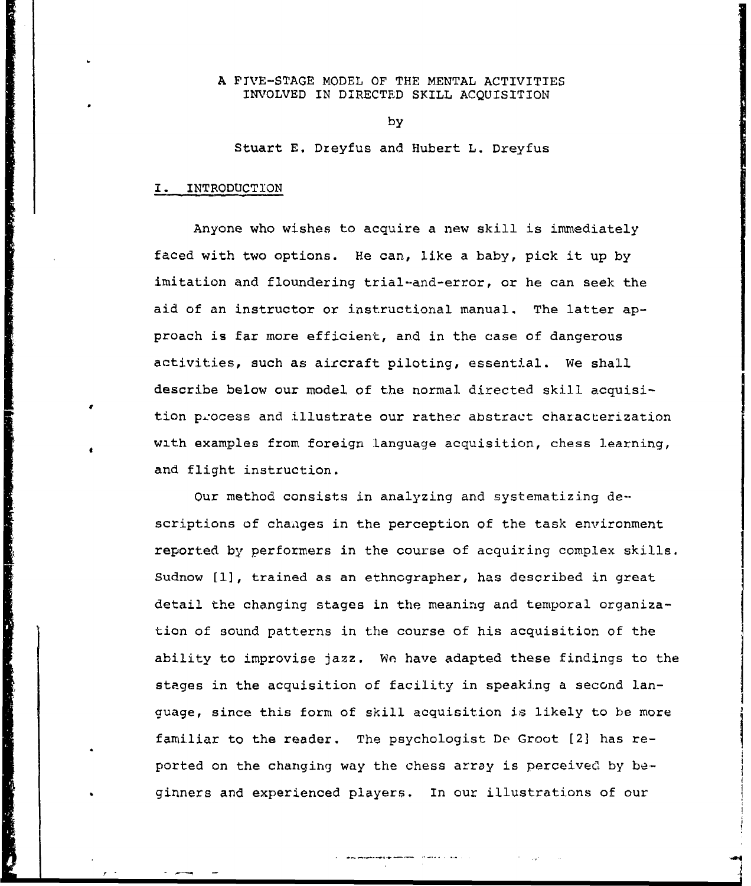# A FIVE-STAGE MODEL OF THE MENTAL ACTIVITIES INVOLVED IN DIRECTED SKILL ACQUISITION

by

Stuart E. Dreyfus and Hubert L. Dreyfus

## I. INTRODUCTION

Anyone who wishes to acquire a new skill is immediately faced with two options. He can, like a baby, pick it up by imitation and floundering trial-and-error, or he can seek the aid of an instructor or instructional manual. The latter approach is far more efficient, and in the case of dangerous activities, such as aircraft piloting, essential. We shall describe below our model of the normal directed skill acquisition process and illustrate our rather abstract characterization with examples from foreign language acquisition, chess learning, and flight instruction.

Our method consists in analyzing and systematizing descriptions of changes in the perception of the task environment reported by performers in the course of acquiring complex skills. Sudnow [1], trained as an ethnographer, has described in great detail the changing stages in the meaning and temporal organization of sound patterns in the course of his acquisition of the ability to improvise jazz. We have adapted these findings to the stages in the acquisition of facility in speaking a second language, since this form of skill acquisition is likely to be more familiar to the reader. The psychologist De Groot [2] has reported on the changing way the chess array is perceived by beginners and experienced players. In our illustrations of our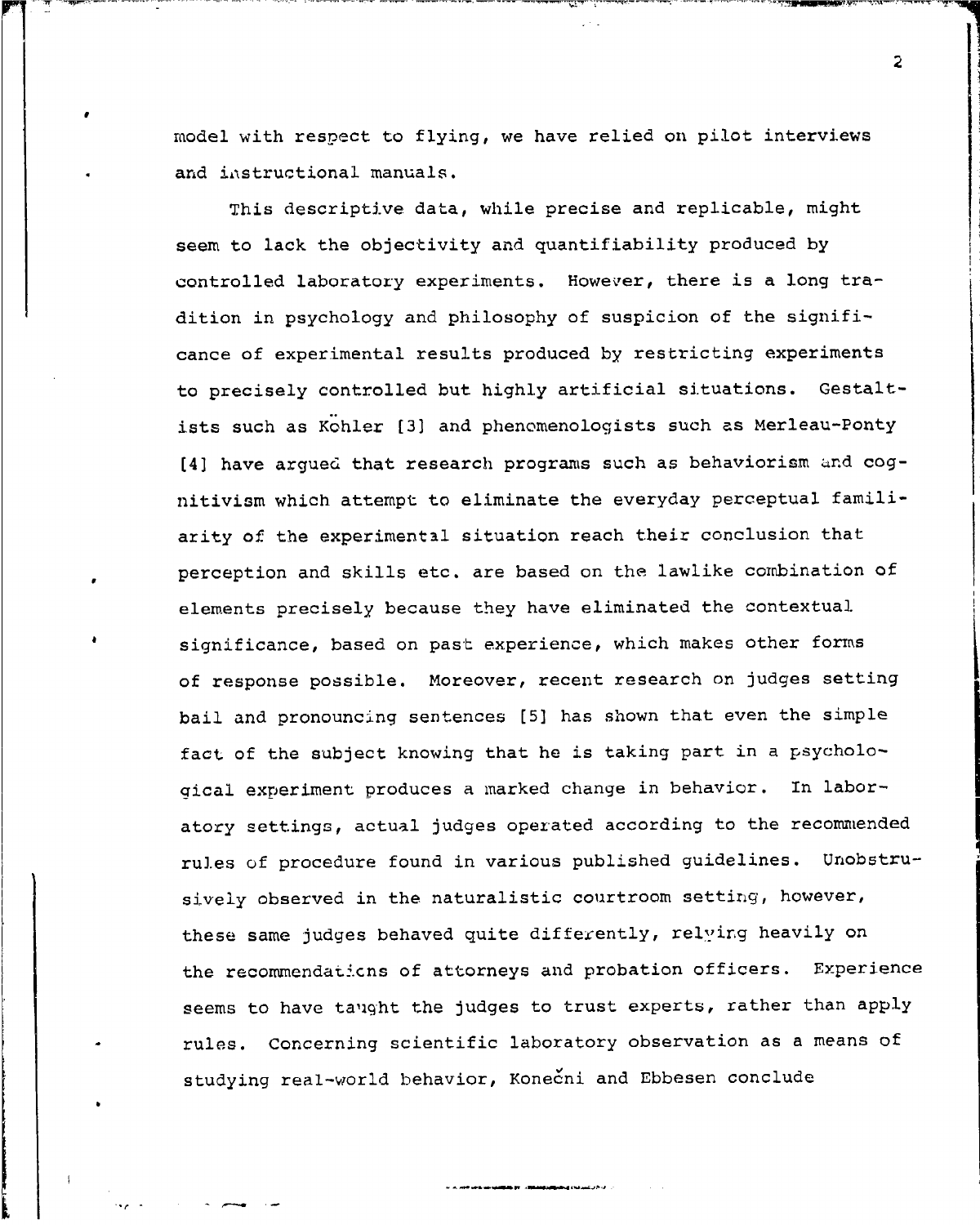model with respect to flying, we have relied on pilot interviews and instructional manuals.

This descriptive data, while precise and replicable, might seem to lack the objectivity and quantifiability produced by controlled laboratory experiments. However, there is a long tradition in psychology and philosophy of suspicion of the significance of experimental results produced by restricting experiments to precisely controlled but highly artificial situations. Gestaltists such as Köhler [3] and phenomenologists such as Merleau-Ponty [4] have argued that research programs such as behaviorism and cognitivism which attempt to eliminate the everyday perceptual familiarity of the experimental situation reach their conclusion that perception and skills etc. are based on the lawlike combination of elements precisely because they have eliminated the contextual significance, based on past experience, which makes other forms of response possible. Moreover, recent research on judges setting bail and pronouncing sentences [5] has shown that even the simple fact of the subject knowing that he is taking part in a psychological experiment produces a marked change in behavior. In laboratory settings, actual judges operated according to the recommended rules of procedure found in various published guidelines. Unobtrusively observed in the naturalistic courtroom setting, however, these same judges behaved quite differently, relying heavily on the recommendations of attorneys and probation officers. Experience seems to have taught the judges to trust experts, rather than apply rules. Concerning scientific laboratory observation as a means of studying real-world behavior, Konečni and Ebbesen conclude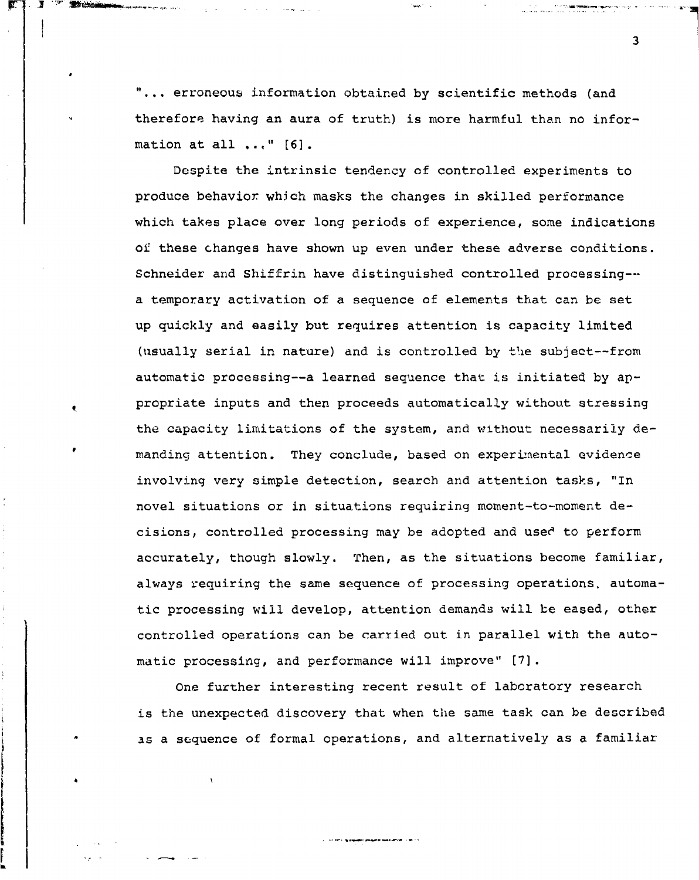"... erroneous information obtained by scientific methods (and therefore having an aura of truth) is more harmful than no information at all ..." [6].

Despite the intrinsic tendency of controlled experiments to produce behavior which masks the changes in skilled performance which takes place over long periods of experience, some indications of these changes have shown up even under these adverse conditions. Schneider and Shiffrin have distinguished controlled processing--a temporary activation of a sequence of elements that can be set up quickly and easily but requires attention is capacity limited (usually serial in nature) and is controlled by the subject--from automatic processing--a learned sequence that is initiated by appropriate inputs and then proceeds automatically without stressing the capacity limitations of the system, and without necessarily demanding attention. They conclude, based on experimental evidence involving very simple detection, search and attention tasks, "In novel situations or in situations requiring moment-to-moment decisions, controlled processing may be adopted and used to perform accurately, though slowly. Then, as the situations become familiar, always requiring the same sequence of processing operations, automatic processing will develop, attention demands will be eased, other controlled operations can be carried out in parallel with the automatic processing, and performance will improve" [7].

One further interesting recent result of laboratory research is the unexpected discovery that when the same task can be described as a sequence of formal operations, and alternatively as a familiar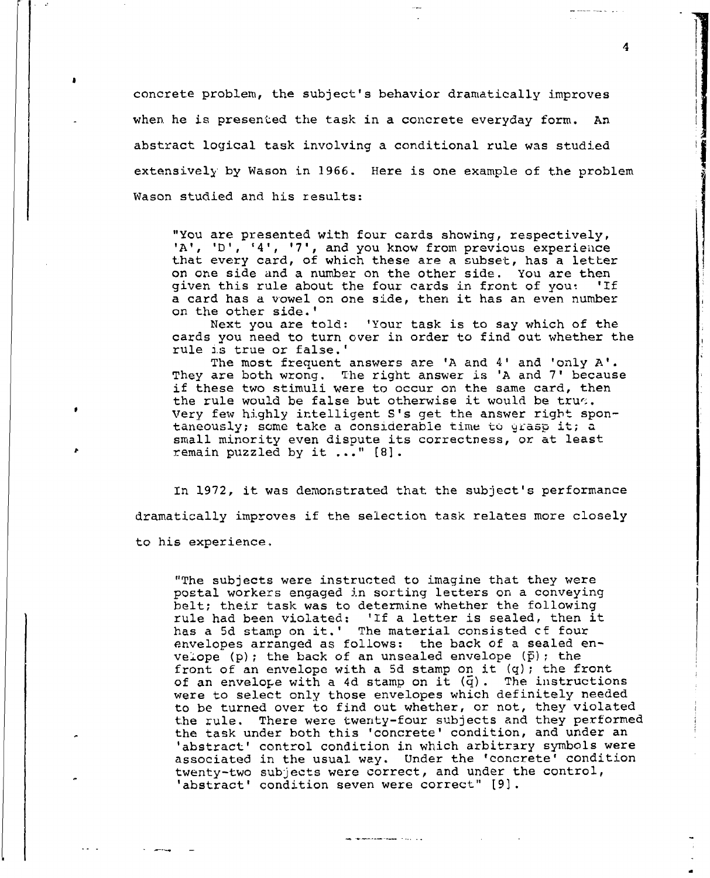concrete problem, the subject's behavior dramatically improves when he is presented the task in a concrete everyday form. An abstract logical task involving a conditional rule was studied extensively by Wason in 1966. Here is one example of the problem Wason studied and his results:

> "You are presented with four cards showing, respectively, 'A', 'D', '4', '7', and you know from previous experience that every card, of which these are a subset, has a letter on one side and a number on the other side. You are then given this rule about the four cards in front of you: 'If a card has a vowel on one side, then it has an even number on the other side.'
>
> Next you are told: 'Your task is to say which of the cards you need to turn over in order to find out whether the rule is true or false.'
>
> The most frequent answers are 'A and 4' and 'only A'. They are both wrong. The right answer is 'A and 7' because if these two stimuli were to occur on the same card, then the rule would be false but otherwise it would be true. Very few highly intelligent S's get the answer right spontaneously; some take a considerable time to grasp it; a small minority even dispute its correctness, or at least remain puzzled by it ..." [8].

In 1972, it was demonstrated that the subject's performance dramatically improves if the selection task relates more closely to his experience.

> "The subjects were instructed to imagine that they were postal workers engaged in sorting letters on a conveying belt; their task was to determine whether the following rule had been violated: 'If a letter is sealed, then it has a 5d stamp on it.' The material consisted of four envelopes arranged as follows: the back of a sealed envelope (p); the back of an unsealed envelope ($\bar{p}$); the front of an envelope with a 5d stamp on it (q); the front of an envelope with a 4d stamp on it ($\bar{q}$). The instructions were to select only those envelopes which definitely needed to be turned over to find out whether, or not, they violated the rule. There were twenty-four subjects and they performed the task under both this 'concrete' condition, and under an 'abstract' control condition in which arbitrary symbols were associated in the usual way. Under the 'concrete' condition twenty-two subjects were correct, and under the control, 'abstract' condition seven were correct" [9].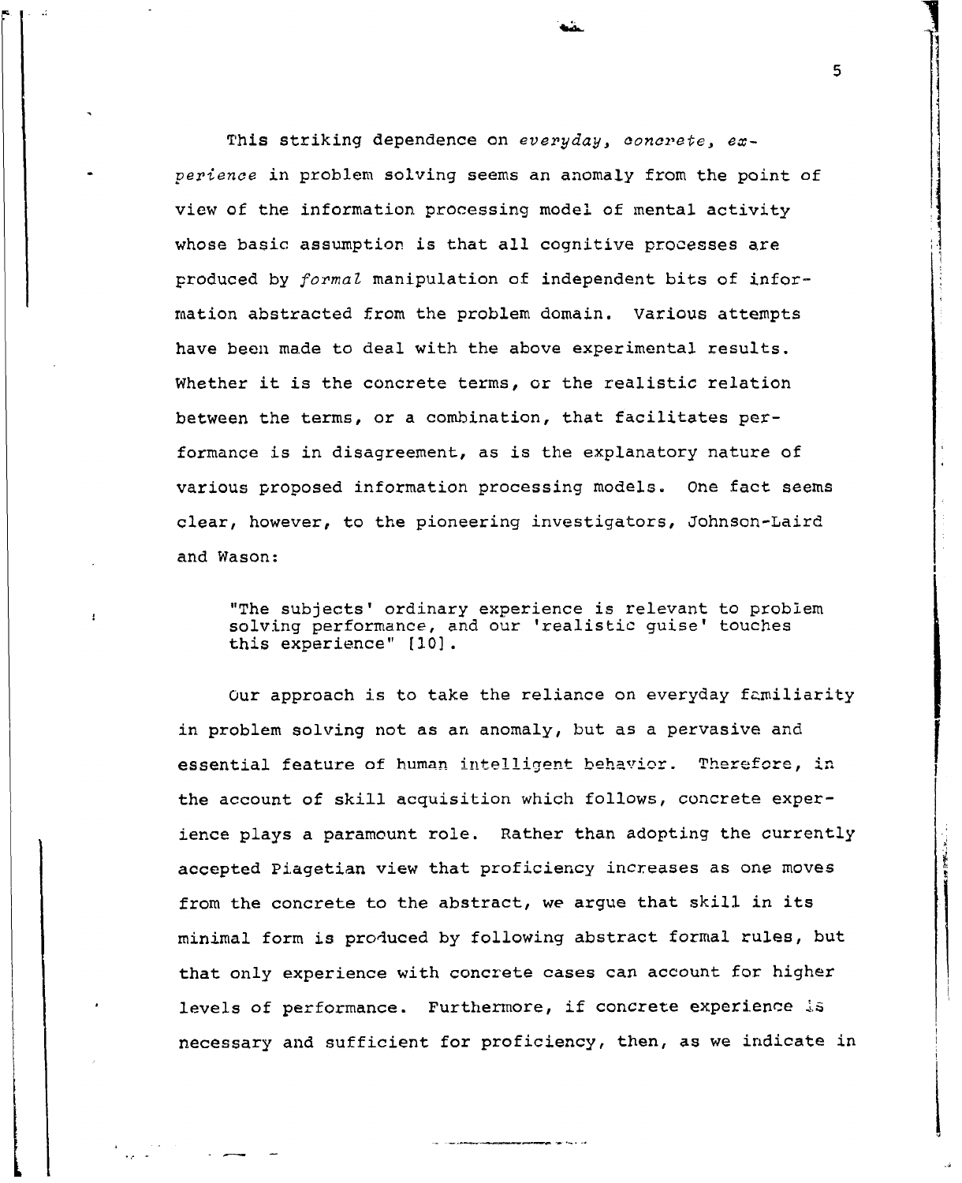This striking dependence on *everyday, concrete, experience* in problem solving seems an anomaly from the point of view of the information processing model of mental activity whose basic assumption is that all cognitive processes are produced by *formal* manipulation of independent bits of information abstracted from the problem domain. Various attempts have been made to deal with the above experimental results. Whether it is the concrete terms, or the realistic relation between the terms, or a combination, that facilitates performance is in disagreement, as is the explanatory nature of various proposed information processing models. One fact seems clear, however, to the pioneering investigators, Johnson-Laird and Wason:

> "The subjects' ordinary experience is relevant to problem solving performance, and our 'realistic guise' touches this experience" [10].

Our approach is to take the reliance on everyday familiarity in problem solving not as an anomaly, but as a pervasive and essential feature of human intelligent behavior. Therefore, in the account of skill acquisition which follows, concrete experience plays a paramount role. Rather than adopting the currently accepted Piagetian view that proficiency increases as one moves from the concrete to the abstract, we argue that skill in its minimal form is produced by following abstract formal rules, but that only experience with concrete cases can account for higher levels of performance. Furthermore, if concrete experience is necessary and sufficient for proficiency, then, as we indicate in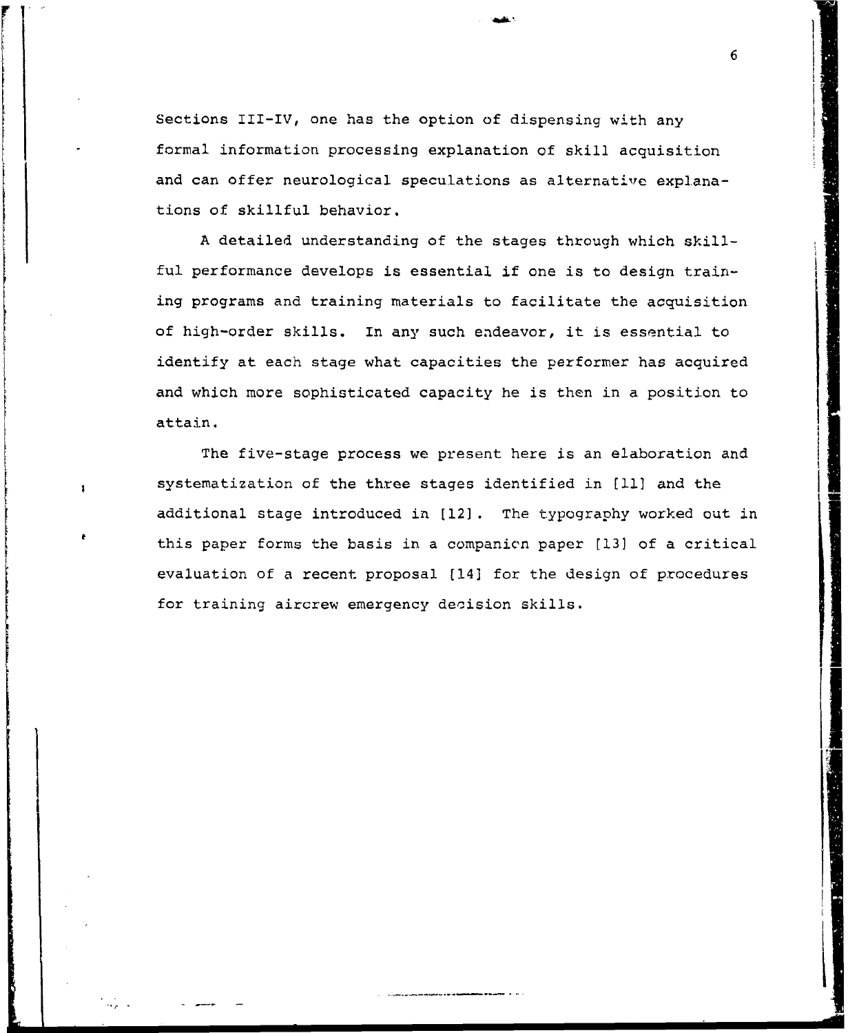Sections III-IV, one has the option of dispensing with any formal information processing explanation of skill acquisition and can offer neurological speculations as alternative explanations of skillful behavior.

A detailed understanding of the stages through which skillful performance develops is essential if one is to design training programs and training materials to facilitate the acquisition of high-order skills. In any such endeavor, it is essential to identify at each stage what capacities the performer has acquired and which more sophisticated capacity he is then in a position to attain.

The five-stage process we present here is an elaboration and systematization of the three stages identified in [11] and the additional stage introduced in [12]. The typography worked out in this paper forms the basis in a companion paper [13] of a critical evaluation of a recent proposal [14] for the design of procedures for training aircrew emergency decision skills.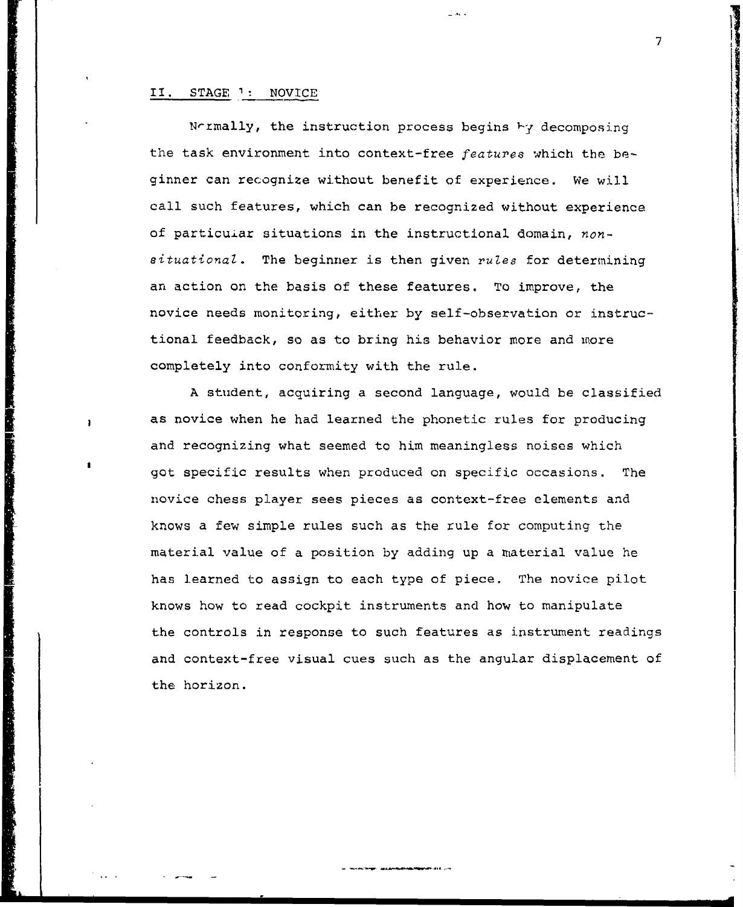## II. STAGE 1: NOVICE

Normally, the instruction process begins by decomposing the task environment into context-free *features* which the beginner can recognize without benefit of experience. We will call such features, which can be recognized without experience of particular situations in the instructional domain, *non-situational*. The beginner is then given *rules* for determining an action on the basis of these features. To improve, the novice needs monitoring, either by self-observation or instructional feedback, so as to bring his behavior more and more completely into conformity with the rule.

A student, acquiring a second language, would be classified as novice when he had learned the phonetic rules for producing and recognizing what seemed to him meaningless noises which got specific results when produced on specific occasions. The novice chess player sees pieces as context-free elements and knows a few simple rules such as the rule for computing the material value of a position by adding up a material value he has learned to assign to each type of piece. The novice pilot knows how to read cockpit instruments and how to manipulate the controls in response to such features as instrument readings and context-free visual cues such as the angular displacement of the horizon.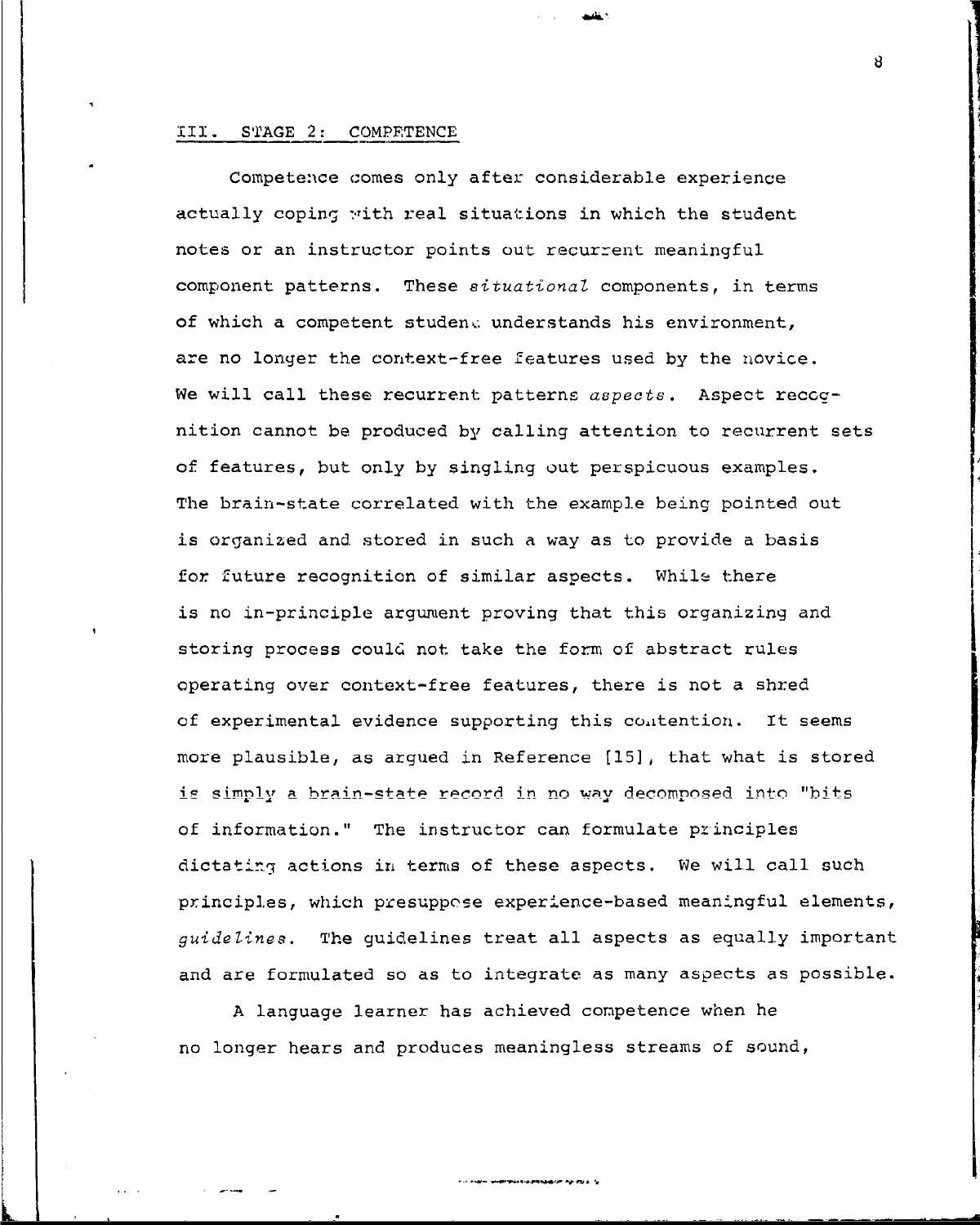## III. STAGE 2: COMPETENCE

Competence comes only after considerable experience actually coping with real situations in which the student notes or an instructor points out recurrent meaningful component patterns. These *situational* components, in terms of which a competent student understands his environment, are no longer the context-free features used by the novice. We will call these recurrent patterns *aspects*. Aspect recognition cannot be produced by calling attention to recurrent sets of features, but only by singling out perspicuous examples. The brain-state correlated with the example being pointed out is organized and stored in such a way as to provide a basis for future recognition of similar aspects. While there is no in-principle argument proving that this organizing and storing process could not take the form of abstract rules operating over context-free features, there is not a shred of experimental evidence supporting this contention. It seems more plausible, as argued in Reference [15], that what is stored is simply a brain-state record in no way decomposed into "bits of information." The instructor can formulate principles dictating actions in terms of these aspects. We will call such principles, which presuppose experience-based meaningful elements, *guidelines*. The guidelines treat all aspects as equally important and are formulated so as to integrate as many aspects as possible.

A language learner has achieved competence when he no longer hears and produces meaningless streams of sound,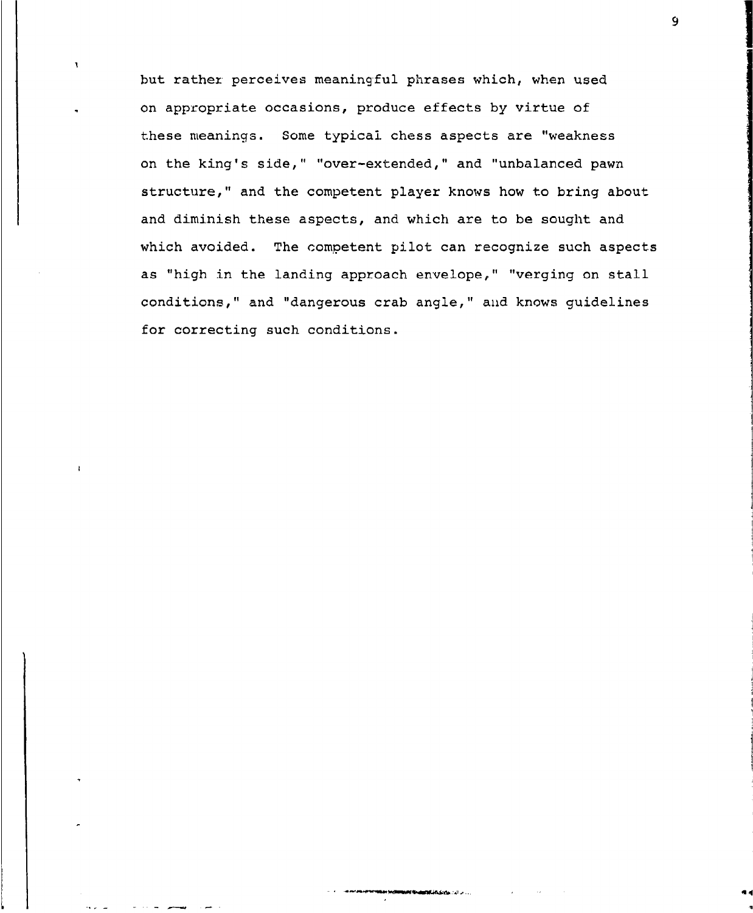but rather perceives meaningful phrases which, when used on appropriate occasions, produce effects by virtue of these meanings. Some typical chess aspects are "weakness on the king's side," "over-extended," and "unbalanced pawn structure," and the competent player knows how to bring about and diminish these aspects, and which are to be sought and which avoided. The competent pilot can recognize such aspects as "high in the landing approach envelope," "verging on stall conditions," and "dangerous crab angle," and knows guidelines for correcting such conditions.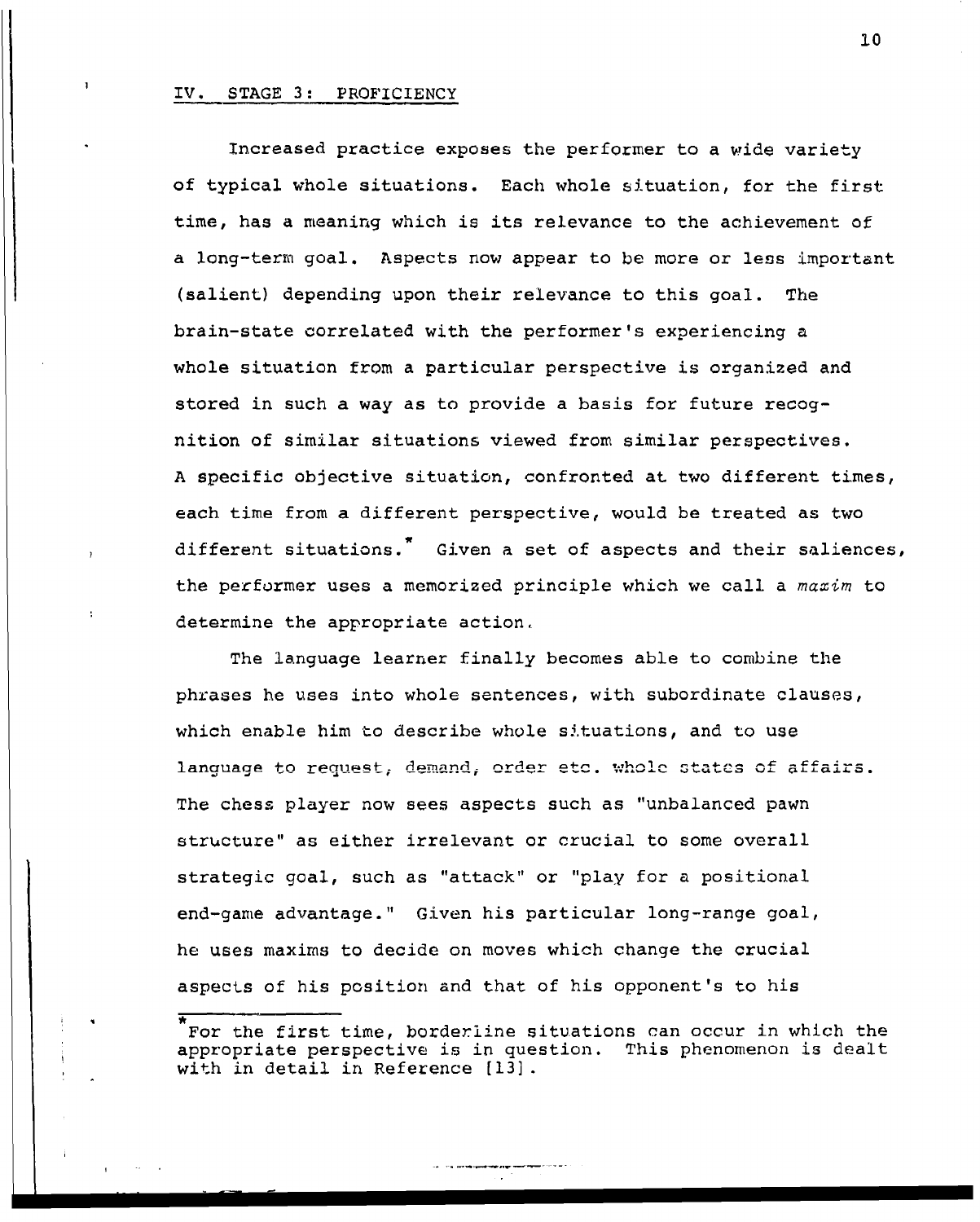## IV. STAGE 3: PROFICIENCY

Increased practice exposes the performer to a wide variety of typical whole situations. Each whole situation, for the first time, has a meaning which is its relevance to the achievement of a long-term goal. Aspects now appear to be more or less important (salient) depending upon their relevance to this goal. The brain-state correlated with the performer's experiencing a whole situation from a particular perspective is organized and stored in such a way as to provide a basis for future recognition of similar situations viewed from similar perspectives. A specific objective situation, confronted at two different times, each time from a different perspective, would be treated as two different situations.* Given a set of aspects and their saliences, the performer uses a memorized principle which we call a *maxim* to determine the appropriate action.

The language learner finally becomes able to combine the phrases he uses into whole sentences, with subordinate clauses, which enable him to describe whole situations, and to use language to request, demand, order etc. whole states of affairs. The chess player now sees aspects such as "unbalanced pawn structure" as either irrelevant or crucial to some overall strategic goal, such as "attack" or "play for a positional end-game advantage." Given his particular long-range goal, he uses maxims to decide on moves which change the crucial aspects of his position and that of his opponent's to his

---

*For the first time, borderline situations can occur in which the appropriate perspective is in question. This phenomenon is dealt with in detail in Reference [13].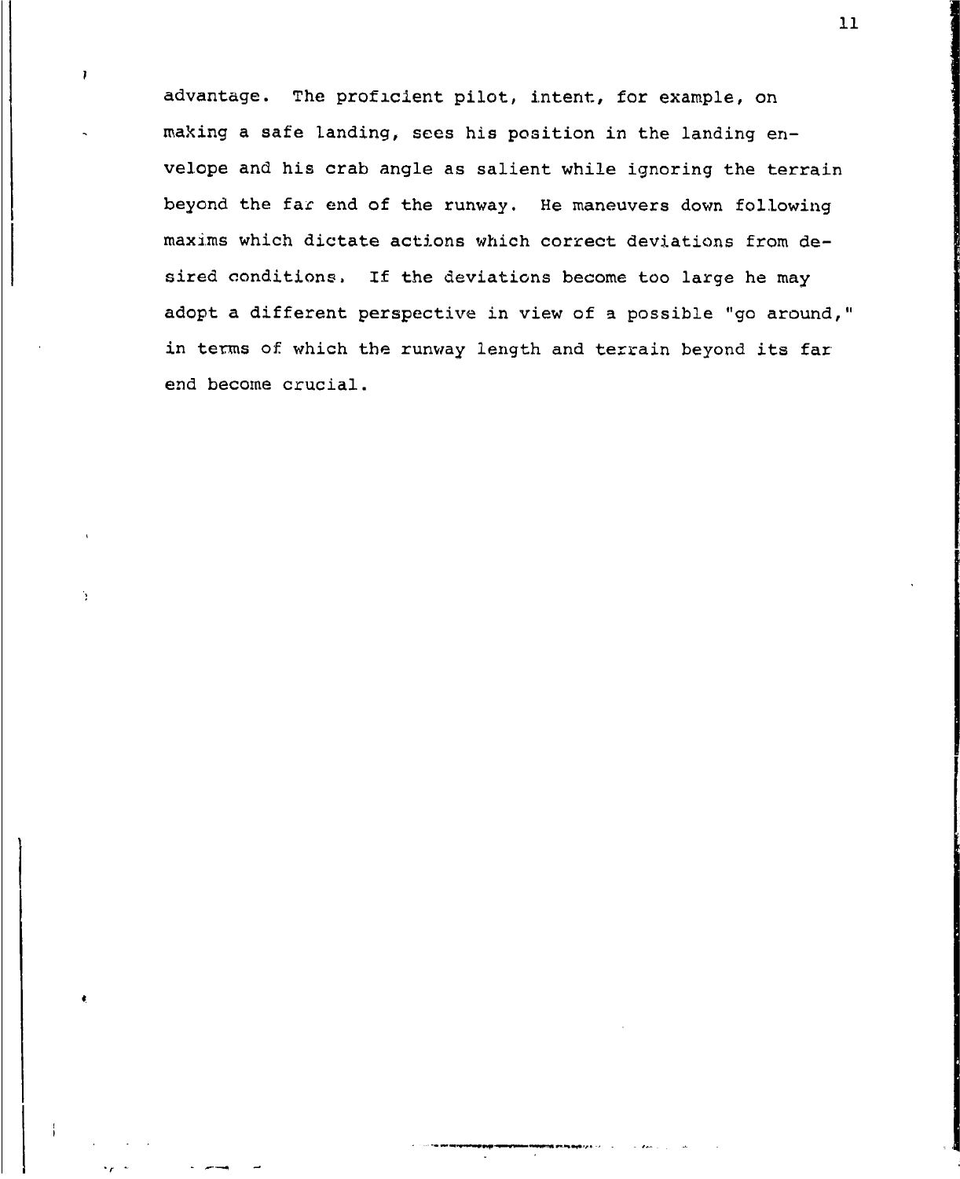advantage. The proficient pilot, intent, for example, on making a safe landing, sees his position in the landing envelope and his crab angle as salient while ignoring the terrain beyond the far end of the runway. He maneuvers down following maxims which dictate actions which correct deviations from desired conditions. If the deviations become too large he may adopt a different perspective in view of a possible "go around," in terms of which the runway length and terrain beyond its far end become crucial.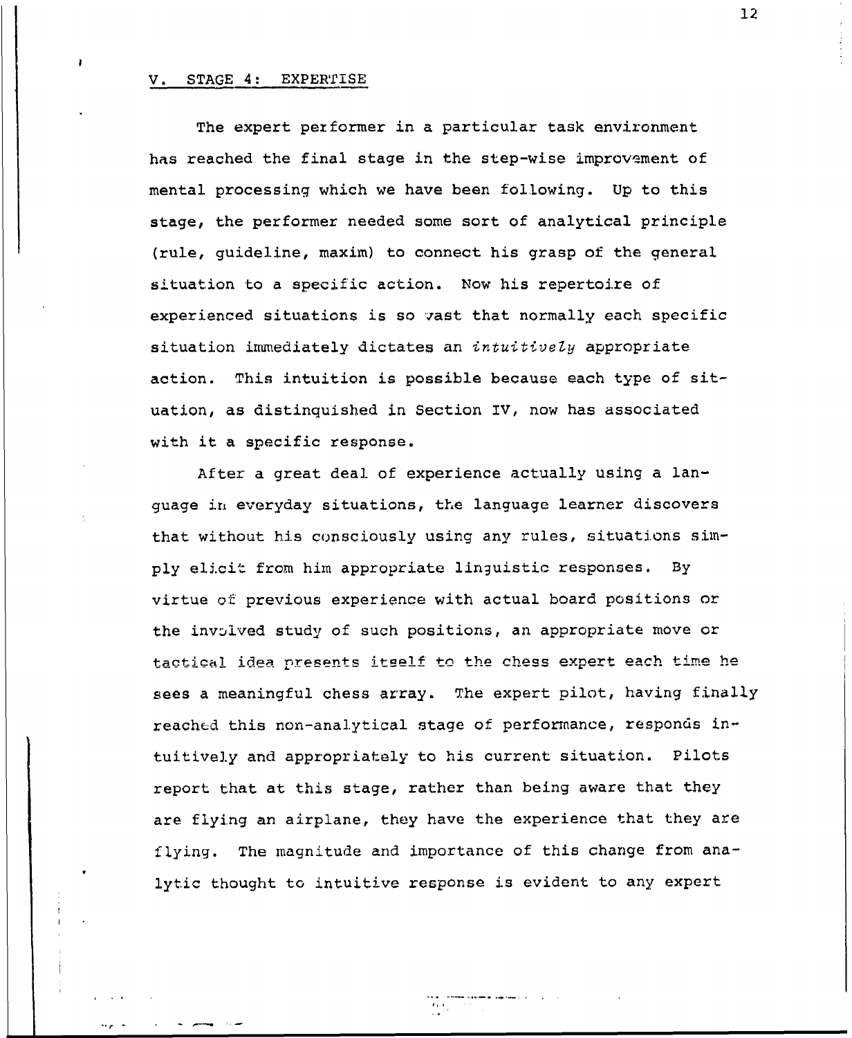## V. STAGE 4: EXPERTISE

The expert performer in a particular task environment has reached the final stage in the step-wise improvement of mental processing which we have been following. Up to this stage, the performer needed some sort of analytical principle (rule, guideline, maxim) to connect his grasp of the general situation to a specific action. Now his repertoire of experienced situations is so vast that normally each specific situation immediately dictates an *intuitively* appropriate action. This intuition is possible because each type of situation, as distinquished in Section IV, now has associated with it a specific response.

After a great deal of experience actually using a language in everyday situations, the language learner discovers that without his consciously using any rules, situations simply elicit from him appropriate linguistic responses. By virtue of previous experience with actual board positions or the involved study of such positions, an appropriate move or tactical idea presents itself to the chess expert each time he sees a meaningful chess array. The expert pilot, having finally reached this non-analytical stage of performance, responds intuitively and appropriately to his current situation. Pilots report that at this stage, rather than being aware that they are flying an airplane, they have the experience that they are flying. The magnitude and importance of this change from analytic thought to intuitive response is evident to any expert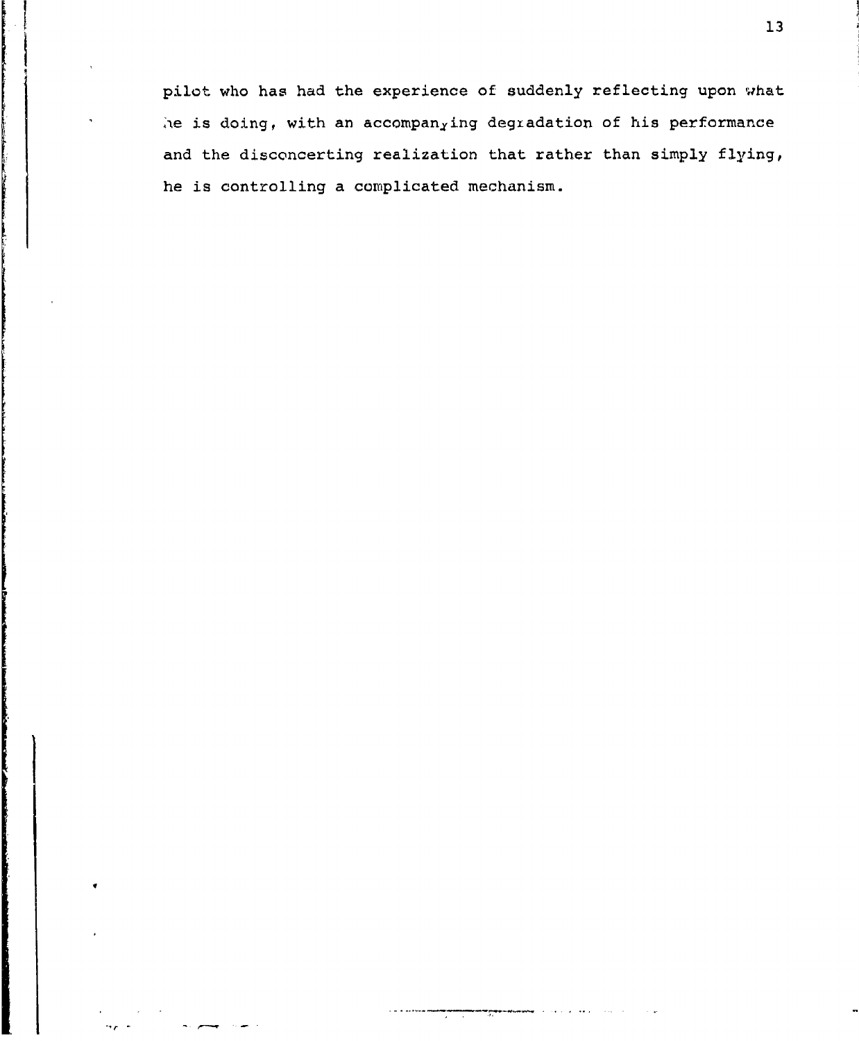pilot who has had the experience of suddenly reflecting upon what he is doing, with an accompanying degradation of his performance and the disconcerting realization that rather than simply flying, he is controlling a complicated mechanism.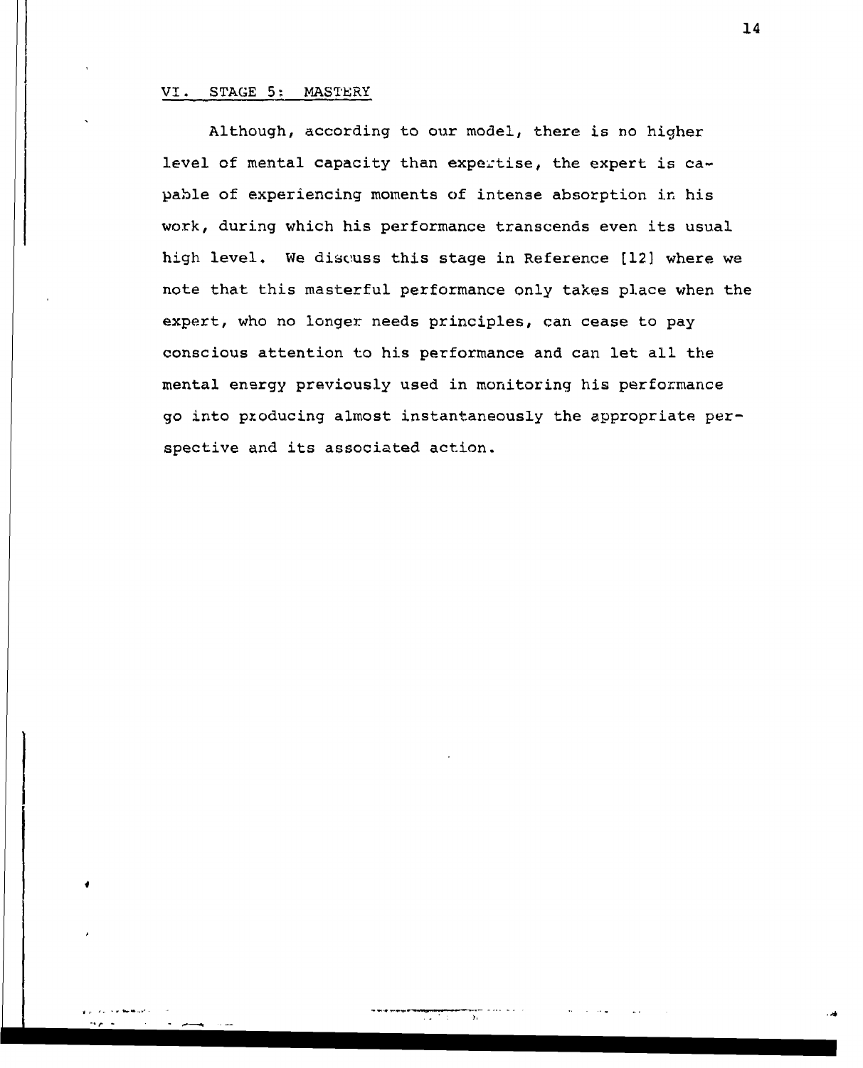## VI. STAGE 5: MASTERY

Although, according to our model, there is no higher level of mental capacity than expertise, the expert is capable of experiencing moments of intense absorption in his work, during which his performance transcends even its usual high level. We discuss this stage in Reference [12] where we note that this masterful performance only takes place when the expert, who no longer needs principles, can cease to pay conscious attention to his performance and can let all the mental energy previously used in monitoring his performance go into producing almost instantaneously the appropriate perspective and its associated action.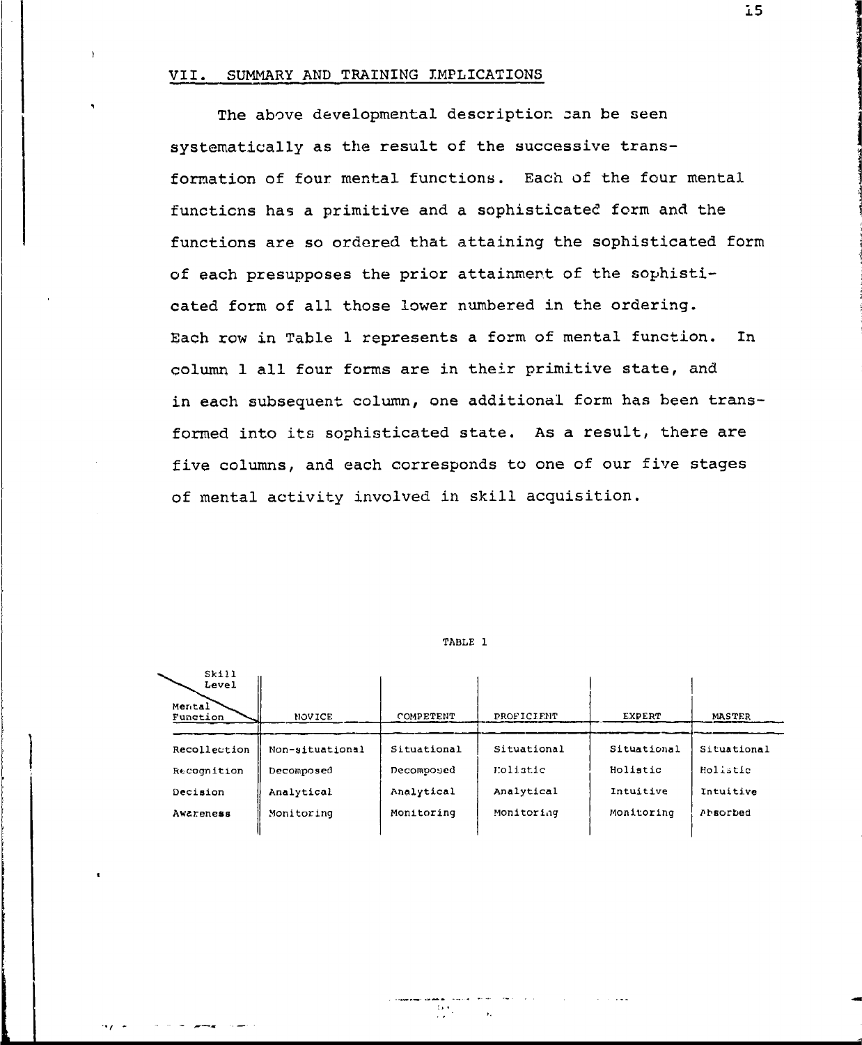## VII. SUMMARY AND TRAINING IMPLICATIONS

The above developmental description can be seen systematically as the result of the successive transformation of four mental functions. Each of the four mental functions has a primitive and a sophisticated form and the functions are so ordered that attaining the sophisticated form of each presupposes the prior attainment of the sophisticated form of all those lower numbered in the ordering. Each row in Table 1 represents a form of mental function. In column 1 all four forms are in their primitive state, and in each subsequent column, one additional form has been transformed into its sophisticated state. As a result, there are five columns, and each corresponds to one of our five stages of mental activity involved in skill acquisition.

TABLE 1

| Skill Level / Mental Function | NOVICE | COMPETENT | PROFICIENT | EXPERT | MASTER |
|---|---|---|---|---|---|
| Recollection | Non-situational | Situational | Situational | Situational | Situational |
| Recognition | Decomposed | Decomposed | Holistic | Holistic | Holistic |
| Decision | Analytical | Analytical | Analytical | Intuitive | Intuitive |
| Awareness | Monitoring | Monitoring | Monitoring | Monitoring | Absorbed |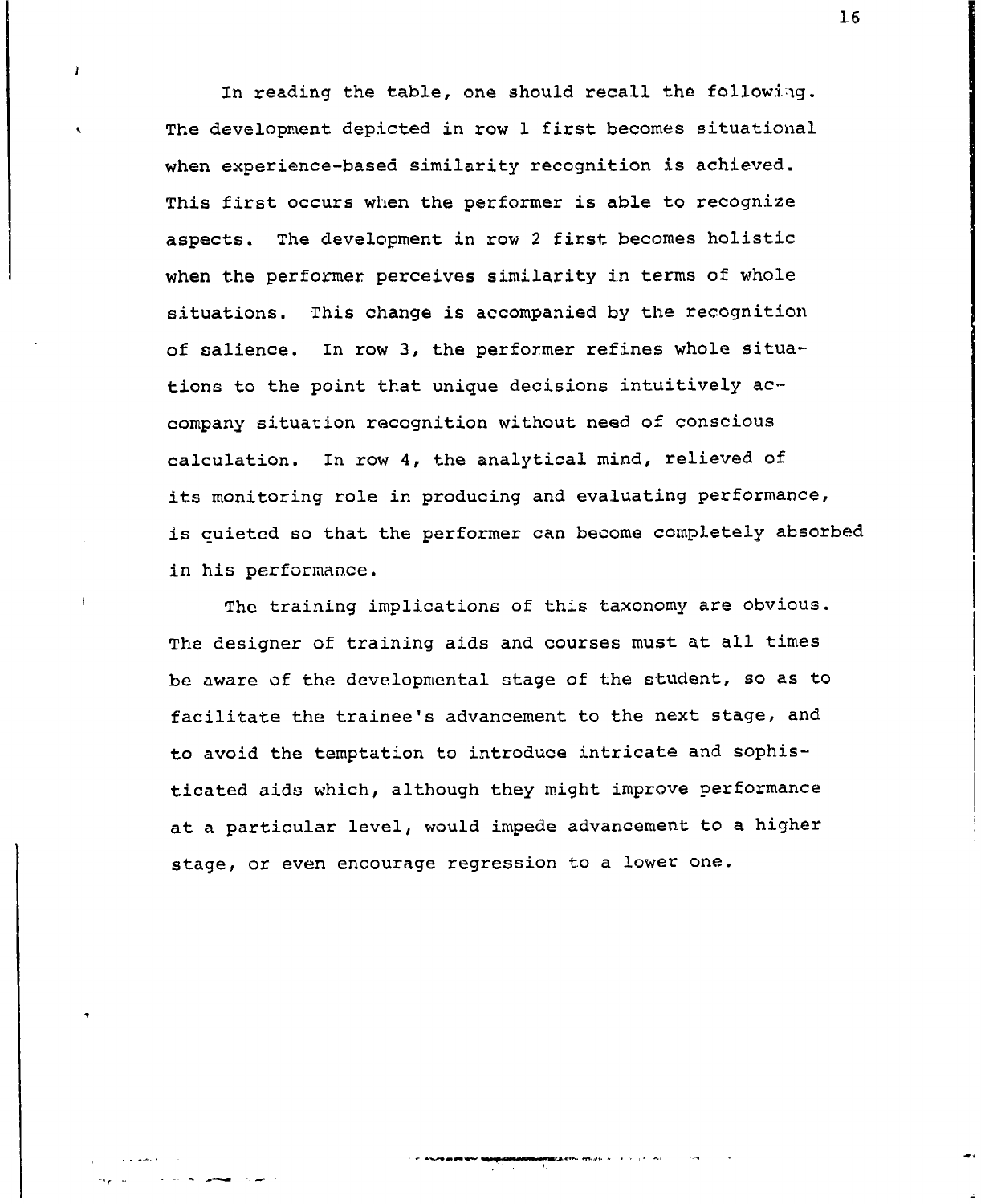In reading the table, one should recall the following. The development depicted in row 1 first becomes situational when experience-based similarity recognition is achieved. This first occurs when the performer is able to recognize aspects. The development in row 2 first becomes holistic when the performer perceives similarity in terms of whole situations. This change is accompanied by the recognition of salience. In row 3, the performer refines whole situations to the point that unique decisions intuitively accompany situation recognition without need of conscious calculation. In row 4, the analytical mind, relieved of its monitoring role in producing and evaluating performance, is quieted so that the performer can become completely absorbed in his performance.

The training implications of this taxonomy are obvious. The designer of training aids and courses must at all times be aware of the developmental stage of the student, so as to facilitate the trainee's advancement to the next stage, and to avoid the temptation to introduce intricate and sophisticated aids which, although they might improve performance at a particular level, would impede advancement to a higher stage, or even encourage regression to a lower one.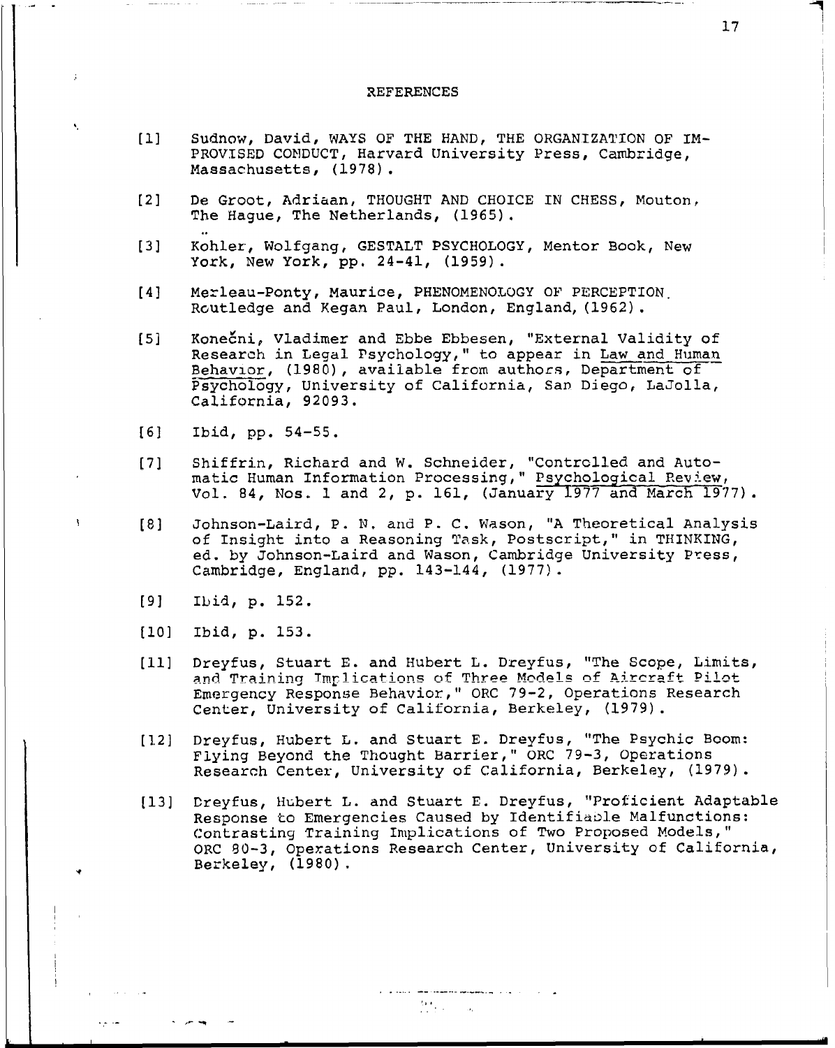# REFERENCES

[1] Sudnow, David, WAYS OF THE HAND, THE ORGANIZATION OF IMPROVISED CONDUCT, Harvard University Press, Cambridge, Massachusetts, (1978).

[2] De Groot, Adriaan, THOUGHT AND CHOICE IN CHESS, Mouton, The Hague, The Netherlands, (1965).

[3] Köhler, Wolfgang, GESTALT PSYCHOLOGY, Mentor Book, New York, New York, pp. 24-41, (1959).

[4] Merleau-Ponty, Maurice, PHENOMENOLOGY OF PERCEPTION. Routledge and Kegan Paul, London, England, (1962).

[5] Konečni, Vladimer and Ebbe Ebbesen, "External Validity of Research in Legal Psychology," to appear in Law and Human Behavior, (1980), available from authors, Department of Psychology, University of California, San Diego, LaJolla, California, 92093.

[6] Ibid, pp. 54-55.

[7] Shiffrin, Richard and W. Schneider, "Controlled and Automatic Human Information Processing," Psychological Review, Vol. 84, Nos. 1 and 2, p. 161, (January 1977 and March 1977).

[8] Johnson-Laird, P. N. and P. C. Wason, "A Theoretical Analysis of Insight into a Reasoning Task, Postscript," in THINKING, ed. by Johnson-Laird and Wason, Cambridge University Press, Cambridge, England, pp. 143-144, (1977).

[9] Ibid, p. 152.

[10] Ibid, p. 153.

[11] Dreyfus, Stuart E. and Hubert L. Dreyfus, "The Scope, Limits, and Training Implications of Three Models of Aircraft Pilot Emergency Response Behavior," ORC 79-2, Operations Research Center, University of California, Berkeley, (1979).

[12] Dreyfus, Hubert L. and Stuart E. Dreyfus, "The Psychic Boom: Flying Beyond the Thought Barrier," ORC 79-3, Operations Research Center, University of California, Berkeley, (1979).

[13] Dreyfus, Hubert L. and Stuart E. Dreyfus, "Proficient Adaptable Response to Emergencies Caused by Identifiable Malfunctions: Contrasting Training Implications of Two Proposed Models," ORC 80-3, Operations Research Center, University of California, Berkeley, (1980).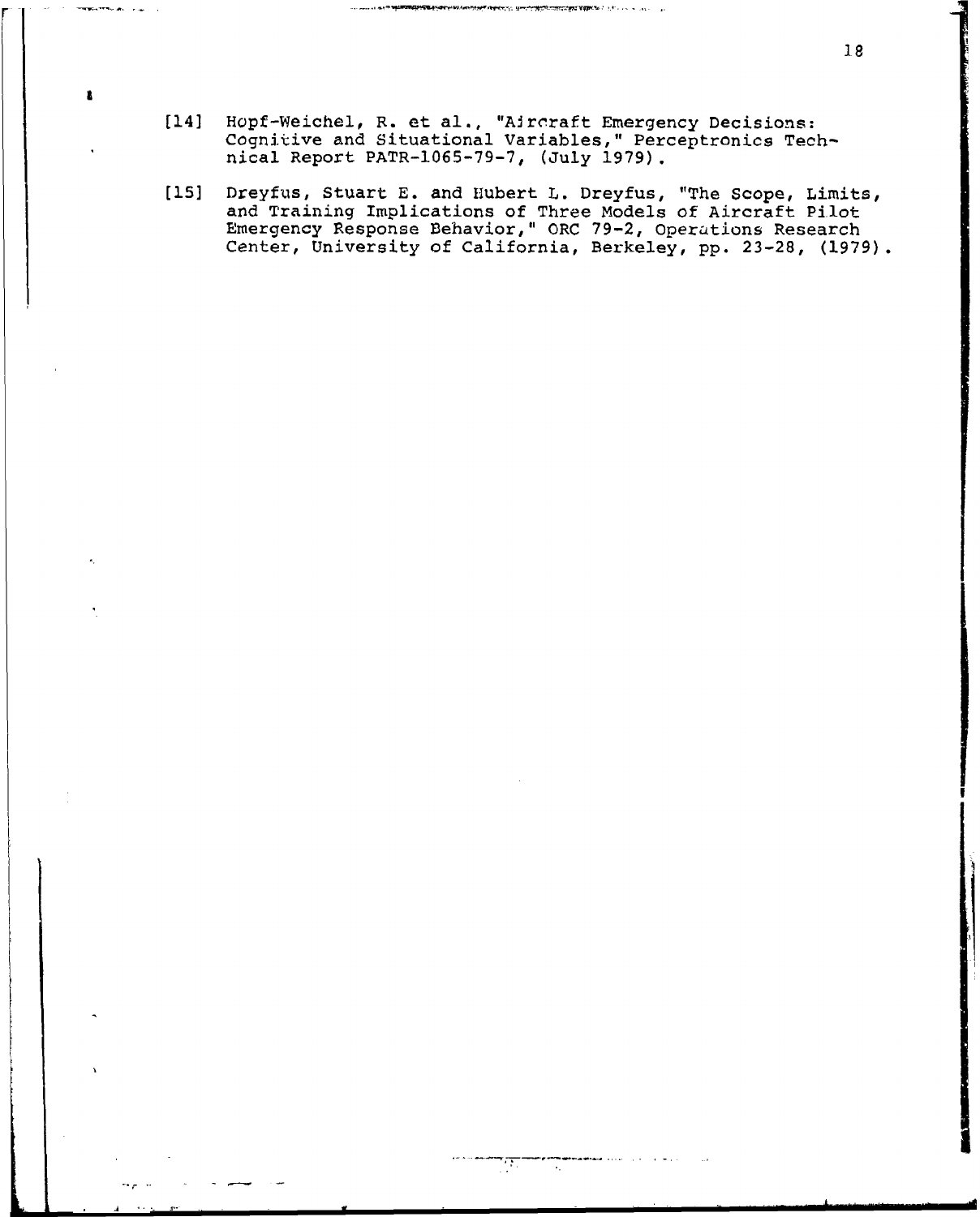[14] Hopf-Weichel, R. et al., "Aircraft Emergency Decisions: Cognitive and Situational Variables," Perceptronics Technical Report PATR-1065-79-7, (July 1979).

[15] Dreyfus, Stuart E. and Hubert L. Dreyfus, "The Scope, Limits, and Training Implications of Three Models of Aircraft Pilot Emergency Response Behavior," ORC 79-2, Operations Research Center, University of California, Berkeley, pp. 23-28, (1979).